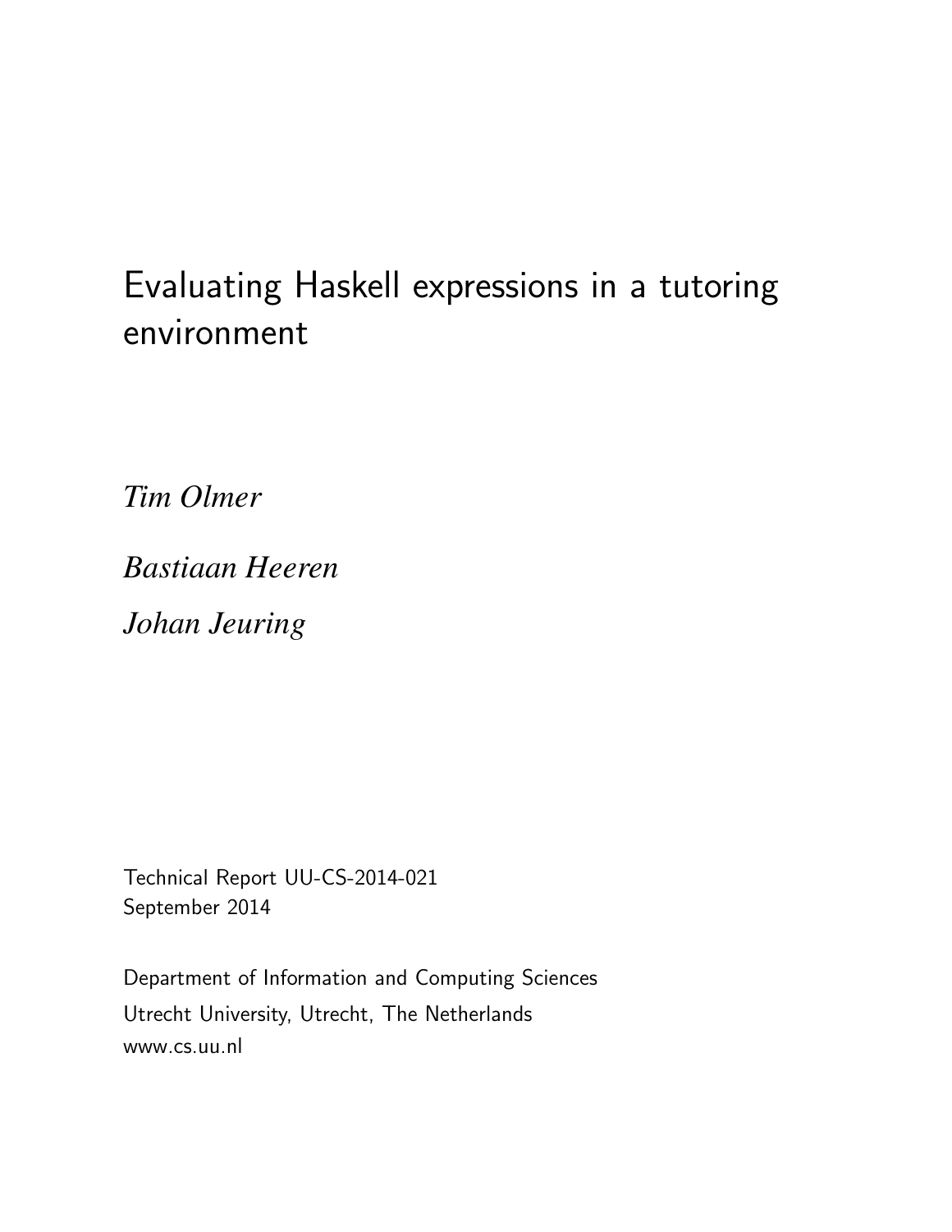# Evaluating Haskell expressions in a tutoring environment

*Tim Olmer*

*Bastiaan Heeren*

*Johan Jeuring*

Technical Report UU-CS-2014-021
September 2014

Department of Information and Computing Sciences
Utrecht University, Utrecht, The Netherlands
www.cs.uu.nl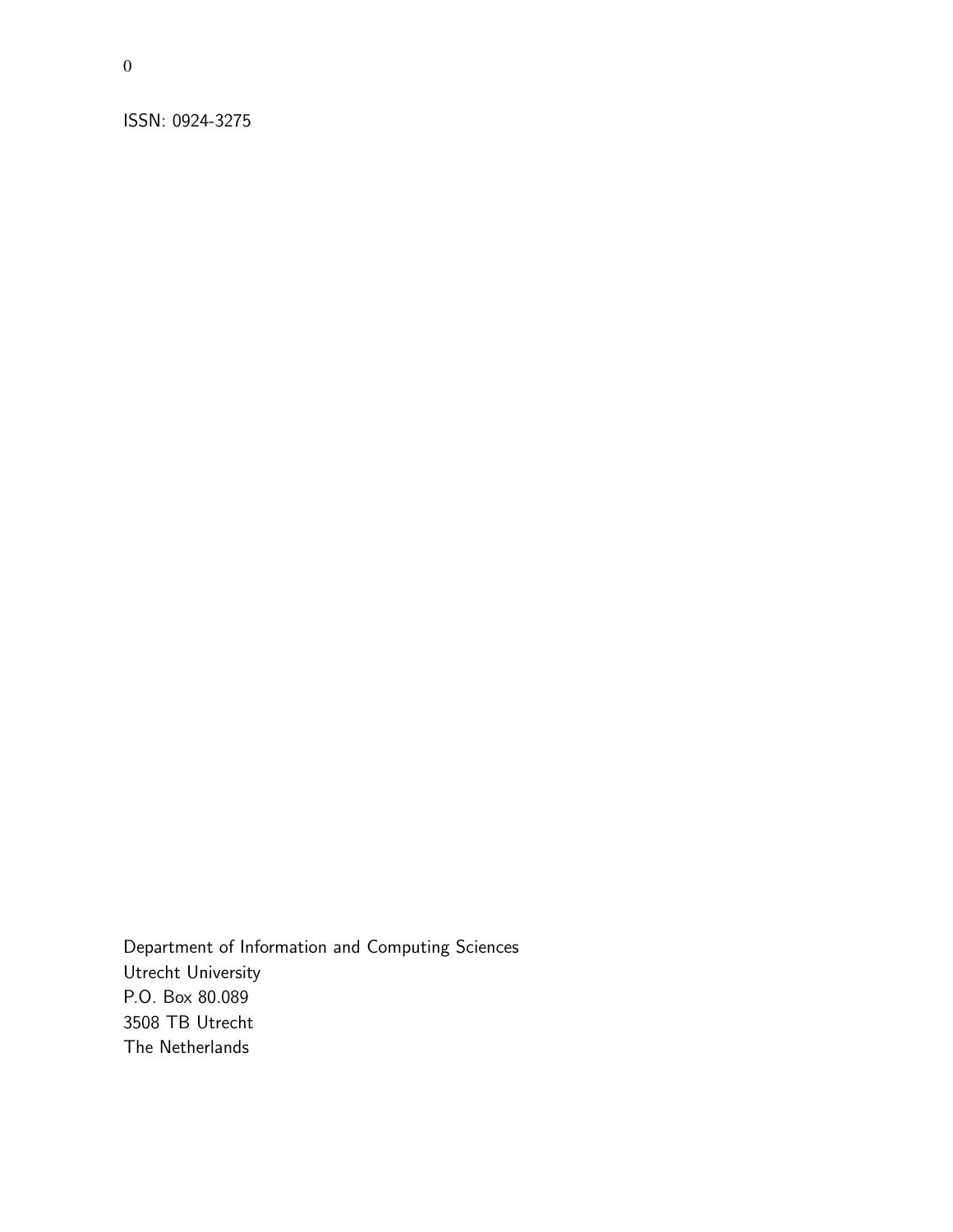ISSN: 0924-3275

Department of Information and Computing Sciences
Utrecht University
P.O. Box 80.089
3508 TB Utrecht
The Netherlands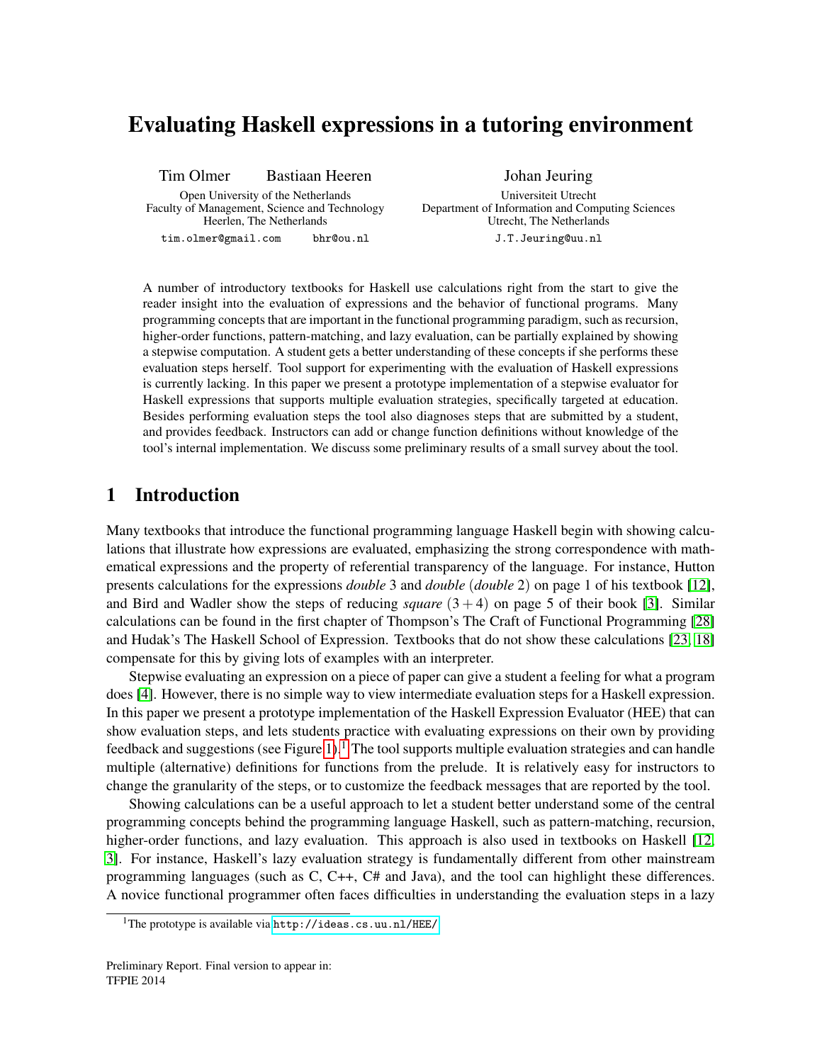# Evaluating Haskell expressions in a tutoring environment

Tim Olmer  Bastiaan Heeren

Open University of the Netherlands
Faculty of Management, Science and Technology
Heerlen, The Netherlands

tim.olmer@gmail.com  bhr@ou.nl

Johan Jeuring

Universiteit Utrecht
Department of Information and Computing Sciences
Utrecht, The Netherlands

J.T.Jeuring@uu.nl

A number of introductory textbooks for Haskell use calculations right from the start to give the reader insight into the evaluation of expressions and the behavior of functional programs. Many programming concepts that are important in the functional programming paradigm, such as recursion, higher-order functions, pattern-matching, and lazy evaluation, can be partially explained by showing a stepwise computation. A student gets a better understanding of these concepts if she performs these evaluation steps herself. Tool support for experimenting with the evaluation of Haskell expressions is currently lacking. In this paper we present a prototype implementation of a stepwise evaluator for Haskell expressions that supports multiple evaluation strategies, specifically targeted at education. Besides performing evaluation steps the tool also diagnoses steps that are submitted by a student, and provides feedback. Instructors can add or change function definitions without knowledge of the tool's internal implementation. We discuss some preliminary results of a small survey about the tool.

## 1 Introduction

Many textbooks that introduce the functional programming language Haskell begin with showing calculations that illustrate how expressions are evaluated, emphasizing the strong correspondence with mathematical expressions and the property of referential transparency of the language. For instance, Hutton presents calculations for the expressions *double* 3 and *double* (*double* 2) on page 1 of his textbook [12], and Bird and Wadler show the steps of reducing *square* $(3+4)$ on page 5 of their book [3]. Similar calculations can be found in the first chapter of Thompson's The Craft of Functional Programming [28] and Hudak's The Haskell School of Expression. Textbooks that do not show these calculations [23, 18] compensate for this by giving lots of examples with an interpreter.

Stepwise evaluating an expression on a piece of paper can give a student a feeling for what a program does [4]. However, there is no simple way to view intermediate evaluation steps for a Haskell expression. In this paper we present a prototype implementation of the Haskell Expression Evaluator (HEE) that can show evaluation steps, and lets students practice with evaluating expressions on their own by providing feedback and suggestions (see Figure 1).[1] The tool supports multiple evaluation strategies and can handle multiple (alternative) definitions for functions from the prelude. It is relatively easy for instructors to change the granularity of the steps, or to customize the feedback messages that are reported by the tool.

Showing calculations can be a useful approach to let a student better understand some of the central programming concepts behind the programming language Haskell, such as pattern-matching, recursion, higher-order functions, and lazy evaluation. This approach is also used in textbooks on Haskell [12, 3]. For instance, Haskell's lazy evaluation strategy is fundamentally different from other mainstream programming languages (such as C, C++, C# and Java), and the tool can highlight these differences. A novice functional programmer often faces difficulties in understanding the evaluation steps in a lazy

[1] The prototype is available via http://ideas.cs.uu.nl/HEE/

Preliminary Report. Final version to appear in:
TFPIE 2014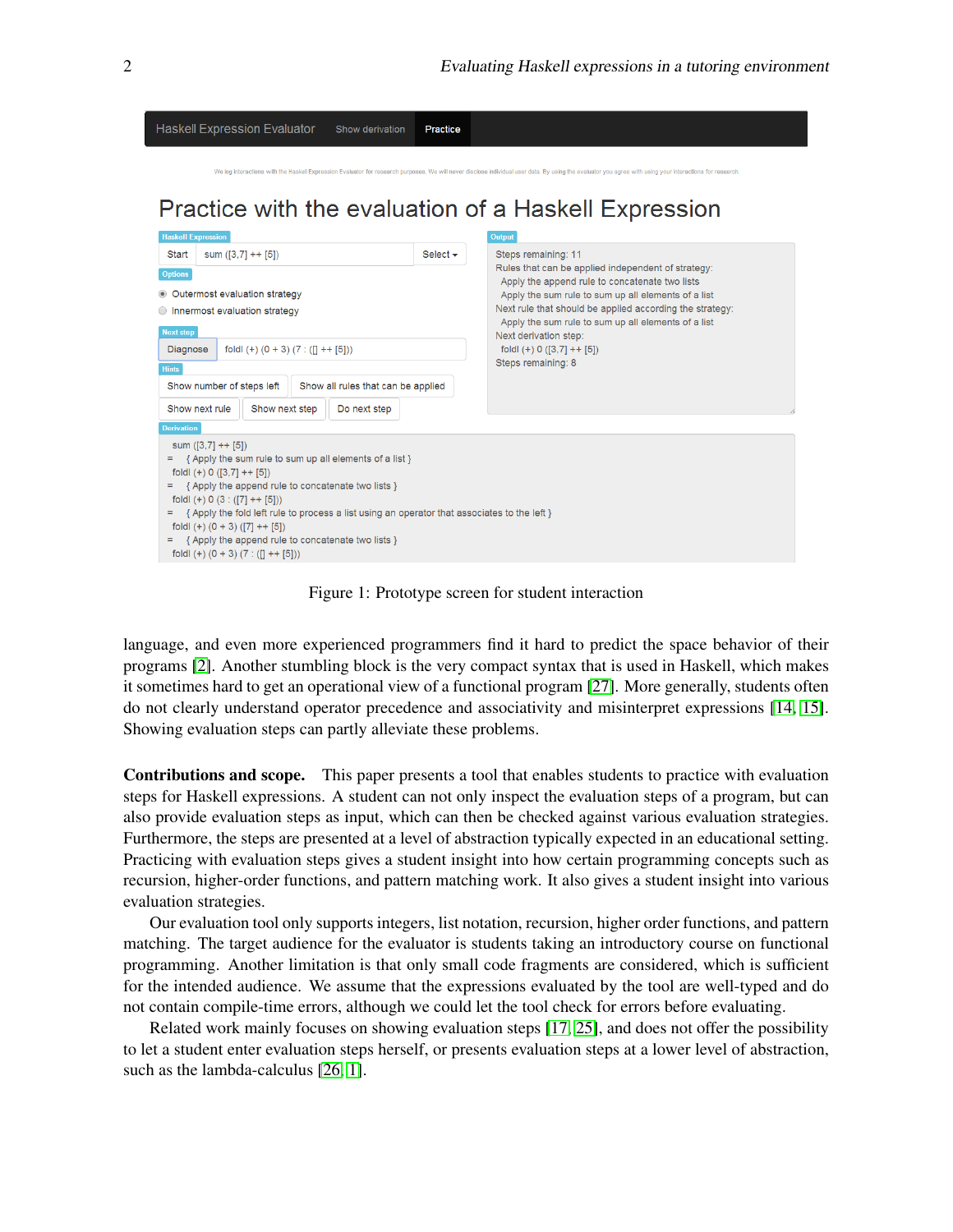Figure 1: Prototype screen for student interaction

language, and even more experienced programmers find it hard to predict the space behavior of their programs [2]. Another stumbling block is the very compact syntax that is used in Haskell, which makes it sometimes hard to get an operational view of a functional program [27]. More generally, students often do not clearly understand operator precedence and associativity and misinterpret expressions [14, 15]. Showing evaluation steps can partly alleviate these problems.

**Contributions and scope.** This paper presents a tool that enables students to practice with evaluation steps for Haskell expressions. A student can not only inspect the evaluation steps of a program, but can also provide evaluation steps as input, which can then be checked against various evaluation strategies. Furthermore, the steps are presented at a level of abstraction typically expected in an educational setting. Practicing with evaluation steps gives a student insight into how certain programming concepts such as recursion, higher-order functions, and pattern matching work. It also gives a student insight into various evaluation strategies.

Our evaluation tool only supports integers, list notation, recursion, higher order functions, and pattern matching. The target audience for the evaluator is students taking an introductory course on functional programming. Another limitation is that only small code fragments are considered, which is sufficient for the intended audience. We assume that the expressions evaluated by the tool are well-typed and do not contain compile-time errors, although we could let the tool check for errors before evaluating.

Related work mainly focuses on showing evaluation steps [17, 25], and does not offer the possibility to let a student enter evaluation steps herself, or presents evaluation steps at a lower level of abstraction, such as the lambda-calculus [26, 1].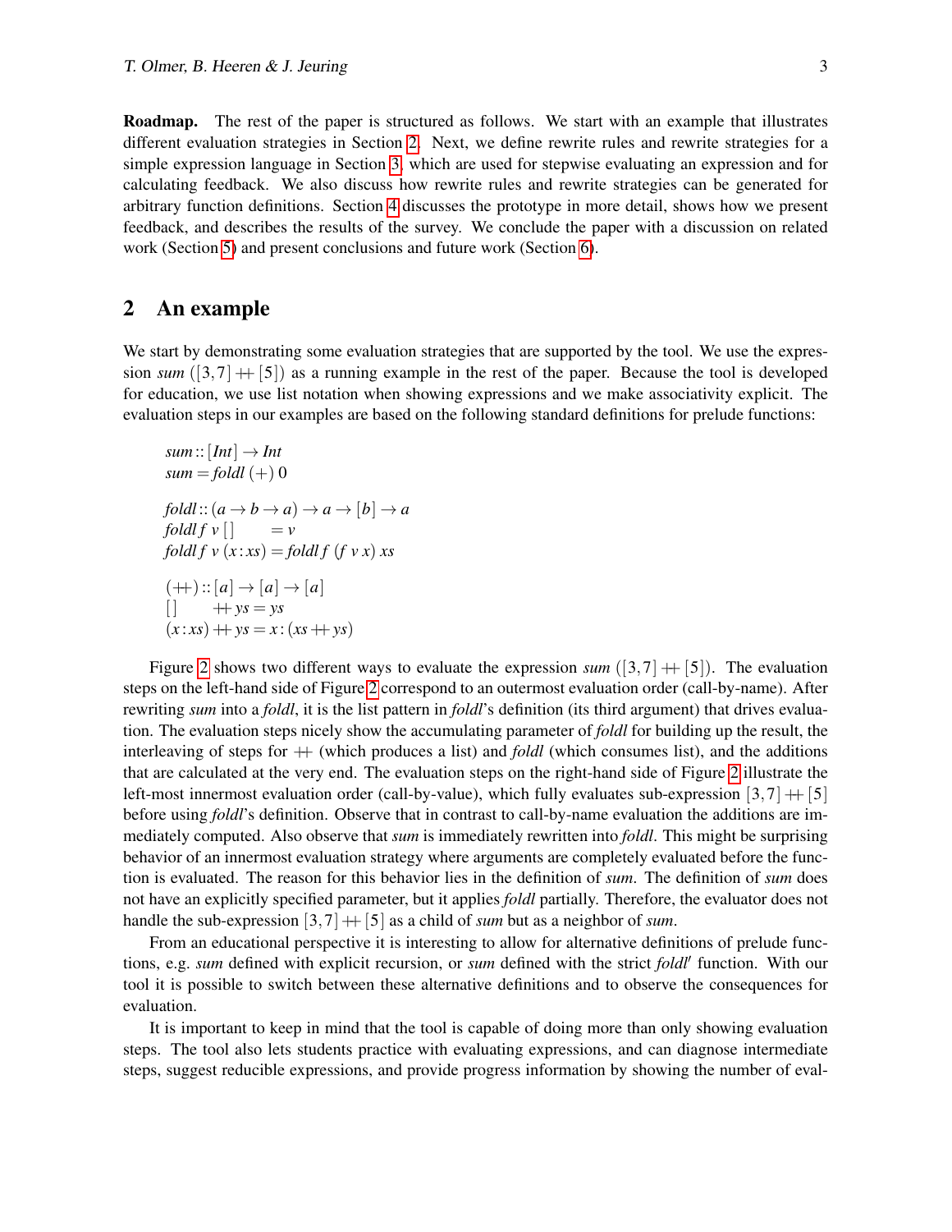**Roadmap.** The rest of the paper is structured as follows. We start with an example that illustrates different evaluation strategies in Section 2. Next, we define rewrite rules and rewrite strategies for a simple expression language in Section 3, which are used for stepwise evaluating an expression and for calculating feedback. We also discuss how rewrite rules and rewrite strategies can be generated for arbitrary function definitions. Section 4 discusses the prototype in more detail, shows how we present feedback, and describes the results of the survey. We conclude the paper with a discussion on related work (Section 5) and present conclusions and future work (Section 6).

## 2 An example

We start by demonstrating some evaluation strategies that are supported by the tool. We use the expression $sum\ ([3,7] +\!\!+ [5])$ as a running example in the rest of the paper. Because the tool is developed for education, we use list notation when showing expressions and we make associativity explicit. The evaluation steps in our examples are based on the following standard definitions for prelude functions:

$$
\begin{aligned}
&sum :: [Int] \to Int\\
&sum = foldl\ (+)\ 0
\end{aligned}
$$

$$
\begin{aligned}
&foldl :: (a \to b \to a) \to a \to [b] \to a\\
&foldl\ f\ v\ [\,] \quad\quad = v\\
&foldl\ f\ v\ (x : xs) = foldl\ f\ (f\ v\ x)\ xs
\end{aligned}
$$

$$
\begin{aligned}
&(+\!\!+) :: [a] \to [a] \to [a]\\
&[\,] \quad\quad +\!\!+\ ys = ys\\
&(x : xs) +\!\!+\ ys = x : (xs +\!\!+ ys)
\end{aligned}
$$

Figure 2 shows two different ways to evaluate the expression $sum\ ([3,7] +\!\!+ [5])$. The evaluation steps on the left-hand side of Figure 2 correspond to an outermost evaluation order (call-by-name). After rewriting *sum* into a *foldl*, it is the list pattern in *foldl*'s definition (its third argument) that drives evaluation. The evaluation steps nicely show the accumulating parameter of *foldl* for building up the result, the interleaving of steps for $+\!\!+$ (which produces a list) and *foldl* (which consumes list), and the additions that are calculated at the very end. The evaluation steps on the right-hand side of Figure 2 illustrate the left-most innermost evaluation order (call-by-value), which fully evaluates sub-expression $[3,7] +\!\!+ [5]$ before using *foldl*'s definition. Observe that in contrast to call-by-name evaluation the additions are immediately computed. Also observe that *sum* is immediately rewritten into *foldl*. This might be surprising behavior of an innermost evaluation strategy where arguments are completely evaluated before the function is evaluated. The reason for this behavior lies in the definition of *sum*. The definition of *sum* does not have an explicitly specified parameter, but it applies *foldl* partially. Therefore, the evaluator does not handle the sub-expression $[3,7] +\!\!+ [5]$ as a child of *sum* but as a neighbor of *sum*.

From an educational perspective it is interesting to allow for alternative definitions of prelude functions, e.g. *sum* defined with explicit recursion, or *sum* defined with the strict *foldl′* function. With our tool it is possible to switch between these alternative definitions and to observe the consequences for evaluation.

It is important to keep in mind that the tool is capable of doing more than only showing evaluation steps. The tool also lets students practice with evaluating expressions, and can diagnose intermediate steps, suggest reducible expressions, and provide progress information by showing the number of eval-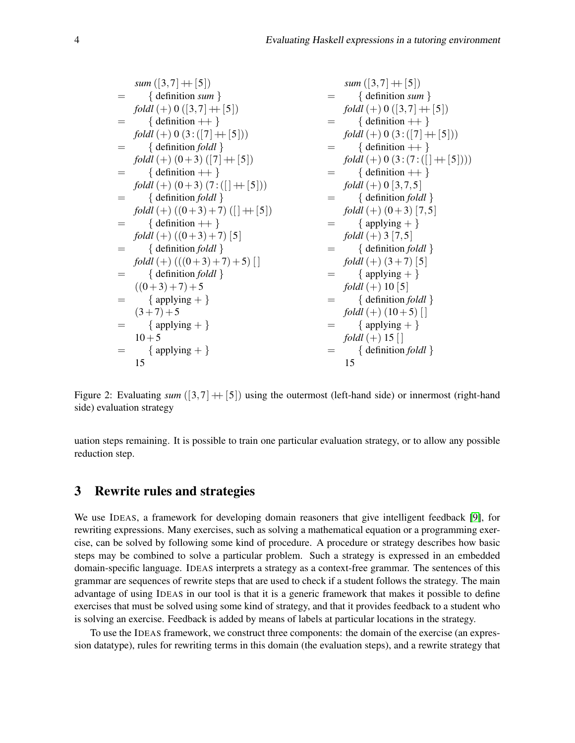$$
\begin{array}{cl}
 & \textit{sum}\ ([3,7] +\!\!+ [5]) \\
= & \quad \{ \text{definition } \textit{sum} \} \\
 & \textit{foldl}\ (+)\ 0\ ([3,7] +\!\!+ [5]) \\
= & \quad \{ \text{definition } +\!\!+ \} \\
 & \textit{foldl}\ (+)\ 0\ (3 : ([7] +\!\!+ [5])) \\
= & \quad \{ \text{definition } \textit{foldl} \} \\
 & \textit{foldl}\ (+)\ (0+3)\ ([7] +\!\!+ [5]) \\
= & \quad \{ \text{definition } +\!\!+ \} \\
 & \textit{foldl}\ (+)\ (0+3)\ (7 : ([\,] +\!\!+ [5])) \\
= & \quad \{ \text{definition } \textit{foldl} \} \\
 & \textit{foldl}\ (+)\ ((0+3)+7)\ ([\,] +\!\!+ [5]) \\
= & \quad \{ \text{definition } +\!\!+ \} \\
 & \textit{foldl}\ (+)\ ((0+3)+7)\ [5] \\
= & \quad \{ \text{definition } \textit{foldl} \} \\
 & \textit{foldl}\ (+)\ (((0+3)+7)+5)\ [\,] \\
= & \quad \{ \text{definition } \textit{foldl} \} \\
 & ((0+3)+7)+5 \\
= & \quad \{ \text{applying } + \} \\
 & (3+7)+5 \\
= & \quad \{ \text{applying } + \} \\
 & 10+5 \\
= & \quad \{ \text{applying } + \} \\
 & 15
\end{array}
$$

$$
\begin{array}{cl}
 & \textit{sum}\ ([3,7] +\!\!+ [5]) \\
= & \quad \{ \text{definition } \textit{sum} \} \\
 & \textit{foldl}\ (+)\ 0\ ([3,7] +\!\!+ [5]) \\
= & \quad \{ \text{definition } +\!\!+ \} \\
 & \textit{foldl}\ (+)\ 0\ (3 : ([7] +\!\!+ [5])) \\
= & \quad \{ \text{definition } +\!\!+ \} \\
 & \textit{foldl}\ (+)\ 0\ (3 : (7 : ([\,] +\!\!+ [5]))) \\
= & \quad \{ \text{definition } +\!\!+ \} \\
 & \textit{foldl}\ (+)\ 0\ [3,7,5] \\
= & \quad \{ \text{definition } \textit{foldl} \} \\
 & \textit{foldl}\ (+)\ (0+3)\ [7,5] \\
= & \quad \{ \text{applying } + \} \\
 & \textit{foldl}\ (+)\ 3\ [7,5] \\
= & \quad \{ \text{definition } \textit{foldl} \} \\
 & \textit{foldl}\ (+)\ (3+7)\ [5] \\
= & \quad \{ \text{applying } + \} \\
 & \textit{foldl}\ (+)\ 10\ [5] \\
= & \quad \{ \text{definition } \textit{foldl} \} \\
 & \textit{foldl}\ (+)\ (10+5)\ [\,] \\
= & \quad \{ \text{applying } + \} \\
 & \textit{foldl}\ (+)\ 15\ [\,] \\
= & \quad \{ \text{definition } \textit{foldl} \} \\
 & 15
\end{array}
$$

Figure 2: Evaluating *sum* $([3,7] +\!\!+ [5])$ using the outermost (left-hand side) or innermost (right-hand side) evaluation strategy

uation steps remaining. It is possible to train one particular evaluation strategy, or to allow any possible reduction step.

## 3 Rewrite rules and strategies

We use IDEAS, a framework for developing domain reasoners that give intelligent feedback [9], for rewriting expressions. Many exercises, such as solving a mathematical equation or a programming exercise, can be solved by following some kind of procedure. A procedure or strategy describes how basic steps may be combined to solve a particular problem. Such a strategy is expressed in an embedded domain-specific language. IDEAS interprets a strategy as a context-free grammar. The sentences of this grammar are sequences of rewrite steps that are used to check if a student follows the strategy. The main advantage of using IDEAS in our tool is that it is a generic framework that makes it possible to define exercises that must be solved using some kind of strategy, and that it provides feedback to a student who is solving an exercise. Feedback is added by means of labels at particular locations in the strategy.

To use the IDEAS framework, we construct three components: the domain of the exercise (an expression datatype), rules for rewriting terms in this domain (the evaluation steps), and a rewrite strategy that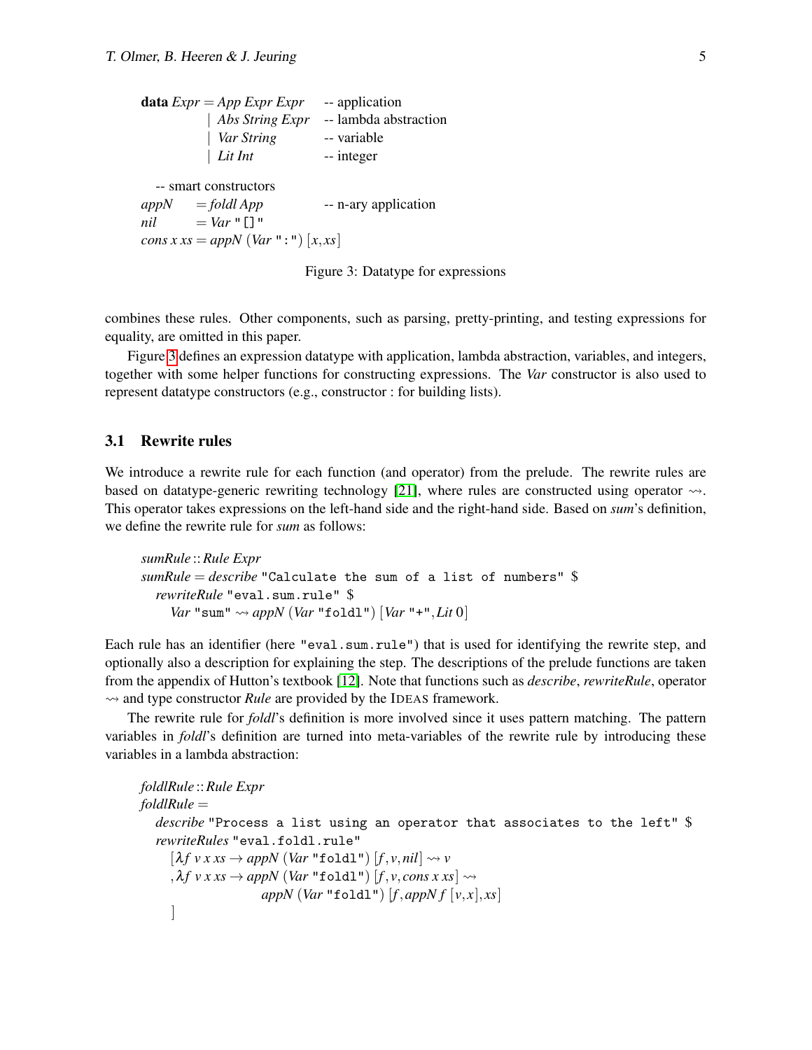```
data Expr = App Expr Expr    -- application
          | Abs String Expr  -- lambda abstraction
          | Var String       -- variable
          | Lit Int          -- integer

  -- smart constructors
appN      = foldl App        -- n-ary application
nil       = Var "[]"
cons x xs = appN (Var ":") [x, xs]
```

Figure 3: Datatype for expressions

combines these rules. Other components, such as parsing, pretty-printing, and testing expressions for equality, are omitted in this paper.

Figure 3 defines an expression datatype with application, lambda abstraction, variables, and integers, together with some helper functions for constructing expressions. The *Var* constructor is also used to represent datatype constructors (e.g., constructor : for building lists).

### 3.1 Rewrite rules

We introduce a rewrite rule for each function (and operator) from the prelude. The rewrite rules are based on datatype-generic rewriting technology [21], where rules are constructed using operator ⇝. This operator takes expressions on the left-hand side and the right-hand side. Based on *sum*'s definition, we define the rewrite rule for *sum* as follows:

```
sumRule :: Rule Expr
sumRule = describe "Calculate the sum of a list of numbers" $
  rewriteRule "eval.sum.rule" $
    Var "sum" ⇝ appN (Var "foldl") [Var "+", Lit 0]
```

Each rule has an identifier (here "eval.sum.rule") that is used for identifying the rewrite step, and optionally also a description for explaining the step. The descriptions of the prelude functions are taken from the appendix of Hutton's textbook [12]. Note that functions such as *describe*, *rewriteRule*, operator ⇝ and type constructor *Rule* are provided by the IDEAS framework.

The rewrite rule for *foldl*'s definition is more involved since it uses pattern matching. The pattern variables in *foldl*'s definition are turned into meta-variables of the rewrite rule by introducing these variables in a lambda abstraction:

```
foldlRule :: Rule Expr
foldlRule =
  describe "Process a list using an operator that associates to the left" $
  rewriteRules "eval.foldl.rule"
    [λf v x xs → appN (Var "foldl") [f, v, nil] ⇝ v
    ,λf v x xs → appN (Var "foldl") [f, v, cons x xs] ⇝
                   appN (Var "foldl") [f, appN f [v, x], xs]
    ]
```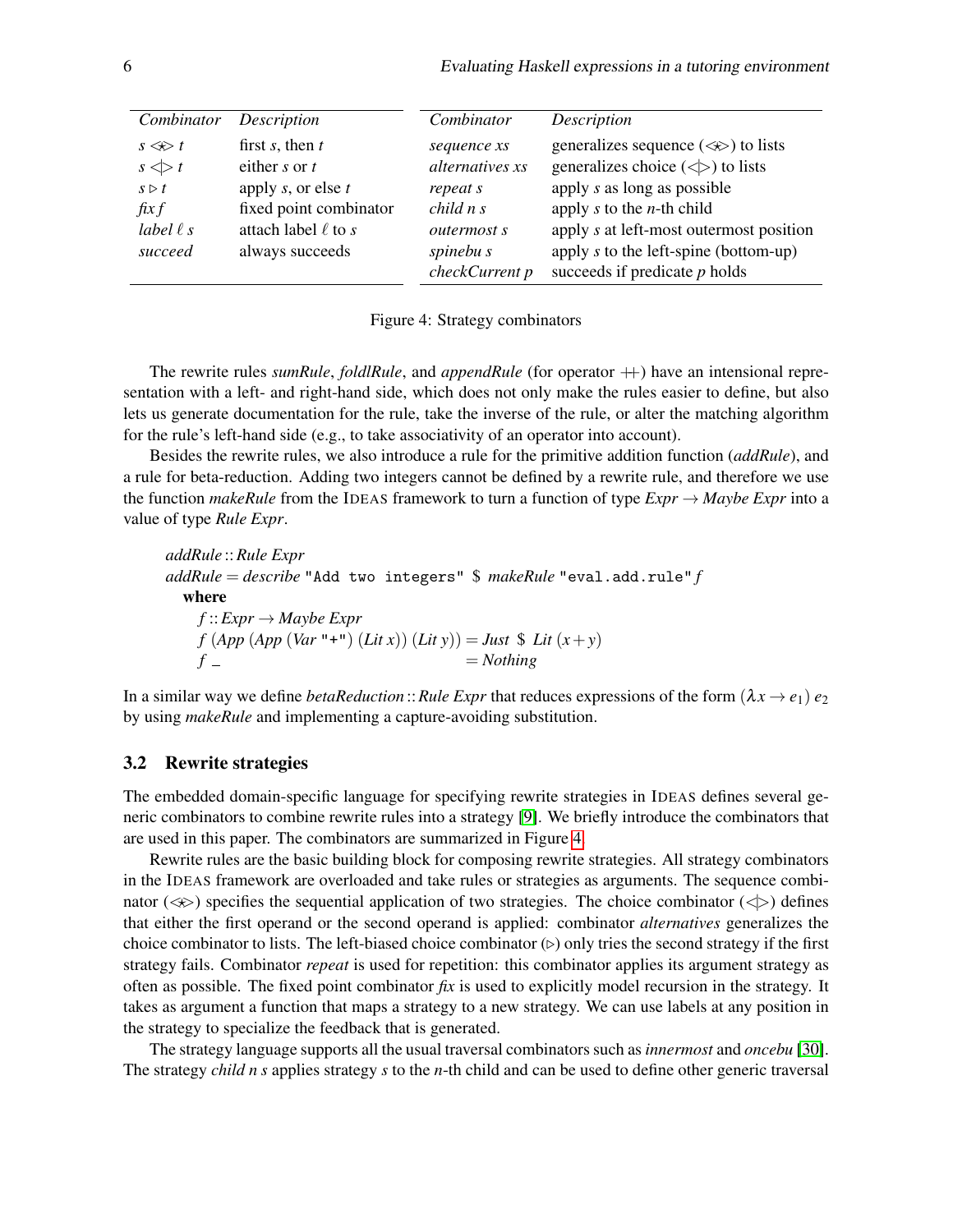| *Combinator* | *Description* |
|---|---|
| $s \ll\!\!\gg t$ | first $s$, then $t$ |
| $s \lt\!\!\vert\!\!\gt t$ | either $s$ or $t$ |
| $s \rhd t$ | apply $s$, or else $t$ |
| *fix f* | fixed point combinator |
| *label* $\ell$ *s* | attach label $\ell$ to $s$ |
| *succeed* | always succeeds |

| *Combinator* | *Description* |
|---|---|
| *sequence xs* | generalizes sequence ($\ll\!\!\gg$) to lists |
| *alternatives xs* | generalizes choice ($\lt\!\!\vert\!\!\gt$) to lists |
| *repeat s* | apply $s$ as long as possible |
| *child n s* | apply $s$ to the $n$-th child |
| *outermost s* | apply $s$ at left-most outermost position |
| *spinebu s* | apply $s$ to the left-spine (bottom-up) |
| *checkCurrent p* | succeeds if predicate $p$ holds |

Figure 4: Strategy combinators

The rewrite rules *sumRule*, *foldlRule*, and *appendRule* (for operator $+\!\!+$) have an intensional representation with a left- and right-hand side, which does not only make the rules easier to define, but also lets us generate documentation for the rule, take the inverse of the rule, or alter the matching algorithm for the rule's left-hand side (e.g., to take associativity of an operator into account).

Besides the rewrite rules, we also introduce a rule for the primitive addition function (*addRule*), and a rule for beta-reduction. Adding two integers cannot be defined by a rewrite rule, and therefore we use the function *makeRule* from the IDEAS framework to turn a function of type *Expr* → *Maybe Expr* into a value of type *Rule Expr*.

```
addRule :: Rule Expr
addRule = describe "Add two integers" $ makeRule "eval.add.rule" f
  where
    f :: Expr → Maybe Expr
    f (App (App (Var "+") (Lit x)) (Lit y)) = Just $ Lit (x + y)
    f _                                     = Nothing
```

In a similar way we define *betaReduction* :: *Rule Expr* that reduces expressions of the form $(\lambda x \to e_1)\ e_2$ by using *makeRule* and implementing a capture-avoiding substitution.

## 3.2 Rewrite strategies

The embedded domain-specific language for specifying rewrite strategies in IDEAS defines several generic combinators to combine rewrite rules into a strategy [9]. We briefly introduce the combinators that are used in this paper. The combinators are summarized in Figure 4.

Rewrite rules are the basic building block for composing rewrite strategies. All strategy combinators in the IDEAS framework are overloaded and take rules or strategies as arguments. The sequence combinator ($\ll\!\!\gg$) specifies the sequential application of two strategies. The choice combinator ($\lt\!\!\vert\!\!\gt$) defines that either the first operand or the second operand is applied: combinator *alternatives* generalizes the choice combinator to lists. The left-biased choice combinator ($\rhd$) only tries the second strategy if the first strategy fails. Combinator *repeat* is used for repetition: this combinator applies its argument strategy as often as possible. The fixed point combinator *fix* is used to explicitly model recursion in the strategy. It takes as argument a function that maps a strategy to a new strategy. We can use labels at any position in the strategy to specialize the feedback that is generated.

The strategy language supports all the usual traversal combinators such as *innermost* and *oncebu* [30]. The strategy *child n s* applies strategy *s* to the *n*-th child and can be used to define other generic traversal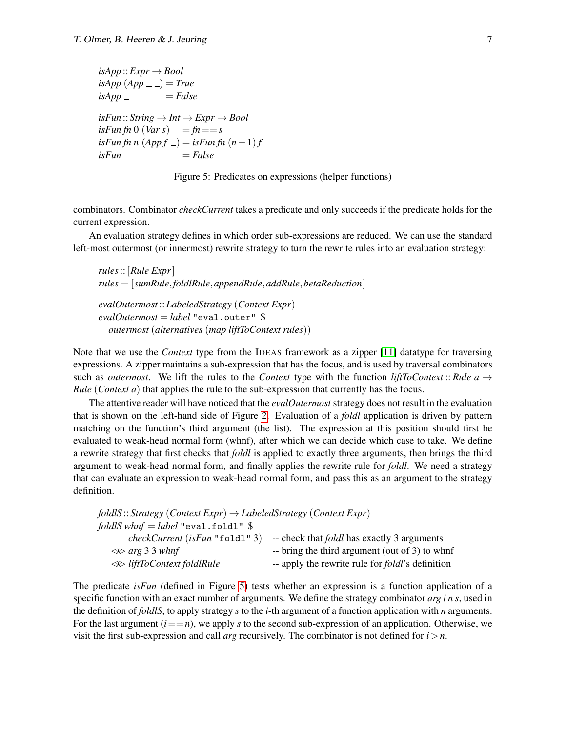```
isApp :: Expr → Bool
isApp (App _ _) = True
isApp _         = False

isFun :: String → Int → Expr → Bool
isFun fn 0 (Var s)     = fn == s
isFun fn n (App f _)   = isFun fn (n − 1) f
isFun _ _ _            = False
```

Figure 5: Predicates on expressions (helper functions)

combinators. Combinator *checkCurrent* takes a predicate and only succeeds if the predicate holds for the current expression.

An evaluation strategy defines in which order sub-expressions are reduced. We can use the standard left-most outermost (or innermost) rewrite strategy to turn the rewrite rules into an evaluation strategy:

```
rules :: [Rule Expr]
rules = [sumRule, foldlRule, appendRule, addRule, betaReduction]

evalOutermost :: LabeledStrategy (Context Expr)
evalOutermost = label "eval.outer" $
  outermost (alternatives (map liftToContext rules))
```

Note that we use the *Context* type from the IDEAS framework as a zipper [11] datatype for traversing expressions. A zipper maintains a sub-expression that has the focus, and is used by traversal combinators such as *outermost*. We lift the rules to the *Context* type with the function *liftToContext* :: *Rule a* → *Rule* (*Context a*) that applies the rule to the sub-expression that currently has the focus.

The attentive reader will have noticed that the *evalOutermost* strategy does not result in the evaluation that is shown on the left-hand side of Figure 2. Evaluation of a *foldl* application is driven by pattern matching on the function's third argument (the list). The expression at this position should first be evaluated to weak-head normal form (whnf), after which we can decide which case to take. We define a rewrite strategy that first checks that *foldl* is applied to exactly three arguments, then brings the third argument to weak-head normal form, and finally applies the rewrite rule for *foldl*. We need a strategy that can evaluate an expression to weak-head normal form, and pass this as an argument to the strategy definition.

```
foldlS :: Strategy (Context Expr) → LabeledStrategy (Context Expr)
foldlS whnf = label "eval.foldl" $
       checkCurrent (isFun "foldl" 3)   -- check that foldl has exactly 3 arguments
   <*> arg 3 3 whnf                     -- bring the third argument (out of 3) to whnf
   <*> liftToContext foldlRule          -- apply the rewrite rule for foldl's definition
```

The predicate *isFun* (defined in Figure 5) tests whether an expression is a function application of a specific function with an exact number of arguments. We define the strategy combinator *arg i n s*, used in the definition of *foldlS*, to apply strategy *s* to the *i*-th argument of a function application with *n* arguments. For the last argument ($i == n$), we apply *s* to the second sub-expression of an application. Otherwise, we visit the first sub-expression and call *arg* recursively. The combinator is not defined for $i > n$.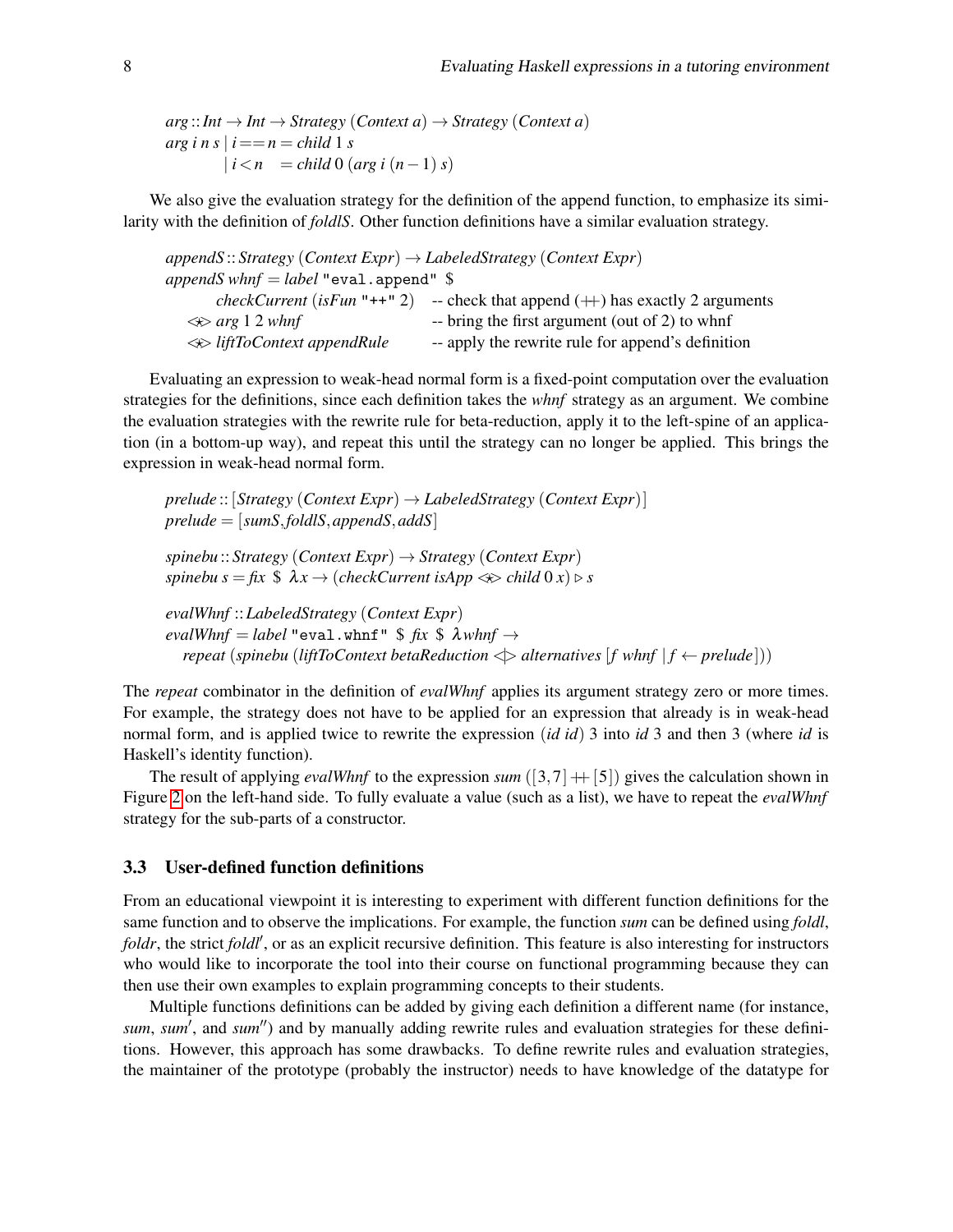```
arg :: Int → Int → Strategy (Context a) → Strategy (Context a)
arg i n s | i == n = child 1 s
          | i < n  = child 0 (arg i (n − 1) s)
```

We also give the evaluation strategy for the definition of the append function, to emphasize its similarity with the definition of *foldlS*. Other function definitions have a similar evaluation strategy.

```
appendS :: Strategy (Context Expr) → LabeledStrategy (Context Expr)
appendS whnf = label "eval.append" $
        checkCurrent (isFun "++" 2)   -- check that append (++) has exactly 2 arguments
    <*> arg 1 2 whnf                  -- bring the first argument (out of 2) to whnf
    <*> liftToContext appendRule      -- apply the rewrite rule for append's definition
```

Evaluating an expression to weak-head normal form is a fixed-point computation over the evaluation strategies for the definitions, since each definition takes the *whnf* strategy as an argument. We combine the evaluation strategies with the rewrite rule for beta-reduction, apply it to the left-spine of an application (in a bottom-up way), and repeat this until the strategy can no longer be applied. This brings the expression in weak-head normal form.

```
prelude :: [Strategy (Context Expr) → LabeledStrategy (Context Expr)]
prelude = [sumS, foldlS, appendS, addS]

spinebu :: Strategy (Context Expr) → Strategy (Context Expr)
spinebu s = fix $ λx → (checkCurrent isApp <*> child 0 x) ▷ s

evalWhnf :: LabeledStrategy (Context Expr)
evalWhnf = label "eval.whnf" $ fix $ λwhnf →
   repeat (spinebu (liftToContext betaReduction <|> alternatives [f whnf | f ← prelude]))
```

The *repeat* combinator in the definition of *evalWhnf* applies its argument strategy zero or more times. For example, the strategy does not have to be applied for an expression that already is in weak-head normal form, and is applied twice to rewrite the expression (*id id*) 3 into *id* 3 and then 3 (where *id* is Haskell's identity function).

The result of applying *evalWhnf* to the expression *sum* $([3,7] +\!\!+ [5])$ gives the calculation shown in Figure 2 on the left-hand side. To fully evaluate a value (such as a list), we have to repeat the *evalWhnf* strategy for the sub-parts of a constructor.

### 3.3 User-defined function definitions

From an educational viewpoint it is interesting to experiment with different function definitions for the same function and to observe the implications. For example, the function *sum* can be defined using *foldl*, *foldr*, the strict *foldl'*, or as an explicit recursive definition. This feature is also interesting for instructors who would like to incorporate the tool into their course on functional programming because they can then use their own examples to explain programming concepts to their students.

Multiple functions definitions can be added by giving each definition a different name (for instance, *sum*, *sum'*, and *sum''*) and by manually adding rewrite rules and evaluation strategies for these definitions. However, this approach has some drawbacks. To define rewrite rules and evaluation strategies, the maintainer of the prototype (probably the instructor) needs to have knowledge of the datatype for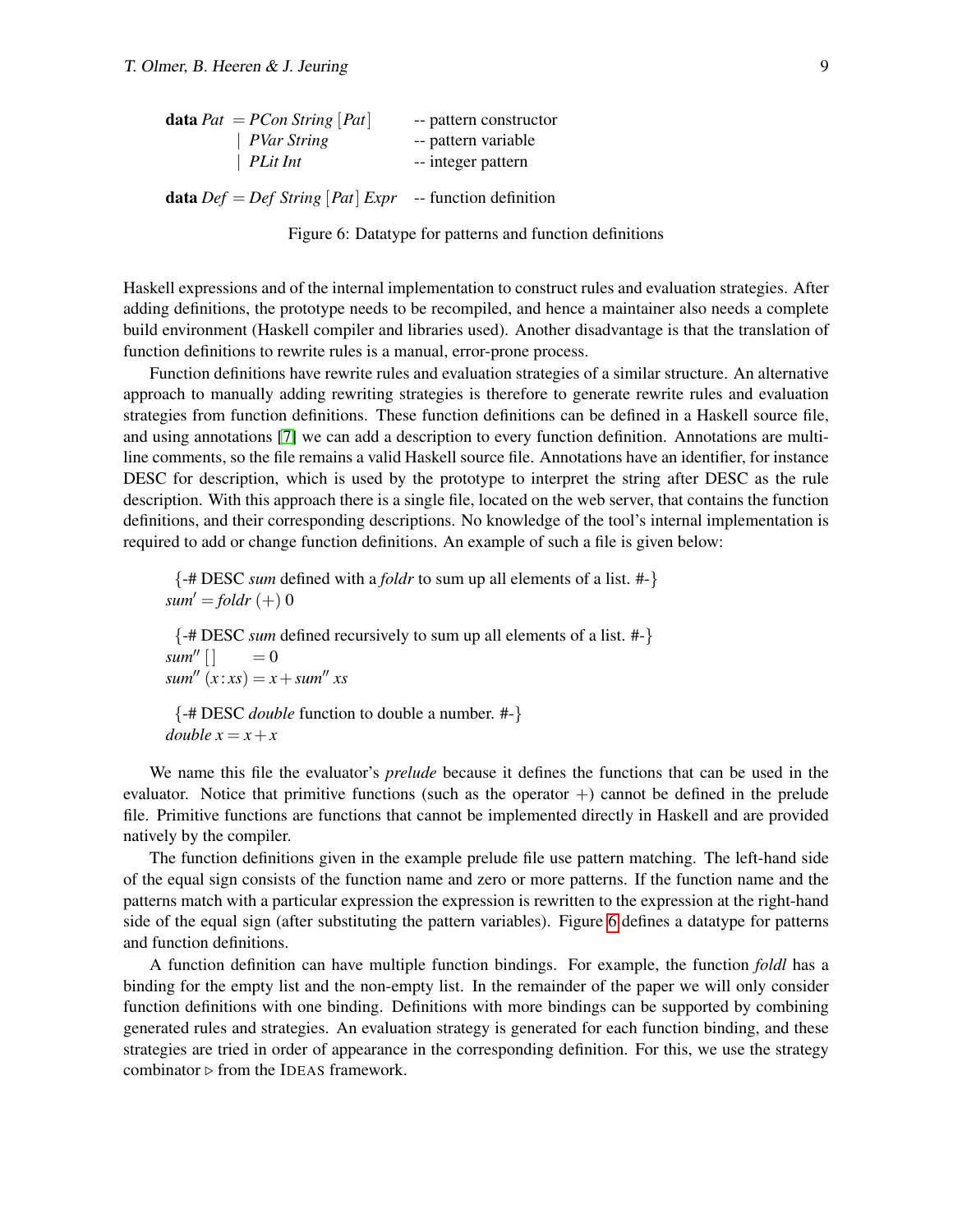```
data Pat = PCon String [Pat]      -- pattern constructor
         | PVar String            -- pattern variable
         | PLit Int               -- integer pattern

data Def = Def String [Pat] Expr  -- function definition
```

Figure 6: Datatype for patterns and function definitions

Haskell expressions and of the internal implementation to construct rules and evaluation strategies. After adding definitions, the prototype needs to be recompiled, and hence a maintainer also needs a complete build environment (Haskell compiler and libraries used). Another disadvantage is that the translation of function definitions to rewrite rules is a manual, error-prone process.

Function definitions have rewrite rules and evaluation strategies of a similar structure. An alternative approach to manually adding rewriting strategies is therefore to generate rewrite rules and evaluation strategies from function definitions. These function definitions can be defined in a Haskell source file, and using annotations [7] we can add a description to every function definition. Annotations are multi-line comments, so the file remains a valid Haskell source file. Annotations have an identifier, for instance DESC for description, which is used by the prototype to interpret the string after DESC as the rule description. With this approach there is a single file, located on the web server, that contains the function definitions, and their corresponding descriptions. No knowledge of the tool's internal implementation is required to add or change function definitions. An example of such a file is given below:

```
{-# DESC sum defined with a foldr to sum up all elements of a list. #-}
sum' = foldr (+) 0

{-# DESC sum defined recursively to sum up all elements of a list. #-}
sum'' []     = 0
sum'' (x:xs) = x + sum'' xs

{-# DESC double function to double a number. #-}
double x = x + x
```

We name this file the evaluator's *prelude* because it defines the functions that can be used in the evaluator. Notice that primitive functions (such as the operator $(+)$) cannot be defined in the prelude file. Primitive functions are functions that cannot be implemented directly in Haskell and are provided natively by the compiler.

The function definitions given in the example prelude file use pattern matching. The left-hand side of the equal sign consists of the function name and zero or more patterns. If the function name and the patterns match with a particular expression the expression is rewritten to the expression at the right-hand side of the equal sign (after substituting the pattern variables). Figure 6 defines a datatype for patterns and function definitions.

A function definition can have multiple function bindings. For example, the function *foldl* has a binding for the empty list and the non-empty list. In the remainder of the paper we will only consider function definitions with one binding. Definitions with more bindings can be supported by combining generated rules and strategies. An evaluation strategy is generated for each function binding, and these strategies are tried in order of appearance in the corresponding definition. For this, we use the strategy combinator $\triangleright$ from the IDEAS framework.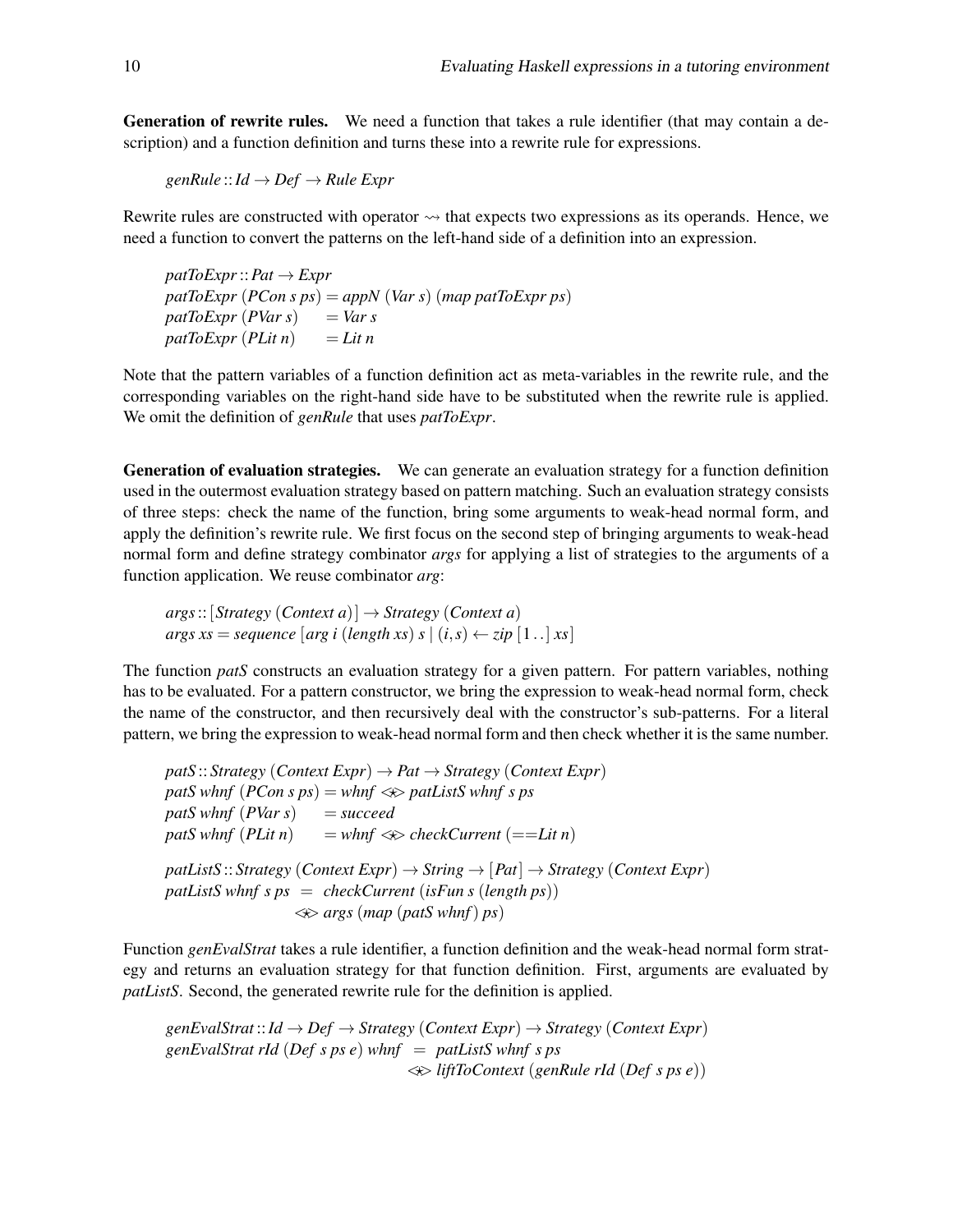**Generation of rewrite rules.** We need a function that takes a rule identifier (that may contain a description) and a function definition and turns these into a rewrite rule for expressions.

```
genRule :: Id → Def → Rule Expr
```

Rewrite rules are constructed with operator ⇝ that expects two expressions as its operands. Hence, we need a function to convert the patterns on the left-hand side of a definition into an expression.

```
patToExpr :: Pat → Expr
patToExpr (PCon s ps) = appN (Var s) (map patToExpr ps)
patToExpr (PVar s)    = Var s
patToExpr (PLit n)    = Lit n
```

Note that the pattern variables of a function definition act as meta-variables in the rewrite rule, and the corresponding variables on the right-hand side have to be substituted when the rewrite rule is applied. We omit the definition of *genRule* that uses *patToExpr*.

**Generation of evaluation strategies.** We can generate an evaluation strategy for a function definition used in the outermost evaluation strategy based on pattern matching. Such an evaluation strategy consists of three steps: check the name of the function, bring some arguments to weak-head normal form, and apply the definition's rewrite rule. We first focus on the second step of bringing arguments to weak-head normal form and define strategy combinator *args* for applying a list of strategies to the arguments of a function application. We reuse combinator *arg*:

```
args :: [Strategy (Context a)] → Strategy (Context a)
args xs = sequence [arg i (length xs) s | (i,s) ← zip [1 ..] xs]
```

The function *patS* constructs an evaluation strategy for a given pattern. For pattern variables, nothing has to be evaluated. For a pattern constructor, we bring the expression to weak-head normal form, check the name of the constructor, and then recursively deal with the constructor's sub-patterns. For a literal pattern, we bring the expression to weak-head normal form and then check whether it is the same number.

```
patS :: Strategy (Context Expr) → Pat → Strategy (Context Expr)
patS whnf (PCon s ps) = whnf <*> patListS whnf s ps
patS whnf (PVar s)    = succeed
patS whnf (PLit n)    = whnf <*> checkCurrent (==Lit n)

patListS :: Strategy (Context Expr) → String → [Pat] → Strategy (Context Expr)
patListS whnf s ps  =  checkCurrent (isFun s (length ps))
                       <*> args (map (patS whnf) ps)
```

Function *genEvalStrat* takes a rule identifier, a function definition and the weak-head normal form strategy and returns an evaluation strategy for that function definition. First, arguments are evaluated by *patListS*. Second, the generated rewrite rule for the definition is applied.

```
genEvalStrat :: Id → Def → Strategy (Context Expr) → Strategy (Context Expr)
genEvalStrat rId (Def s ps e) whnf  =  patListS whnf s ps
                                       <*> liftToContext (genRule rId (Def s ps e))
```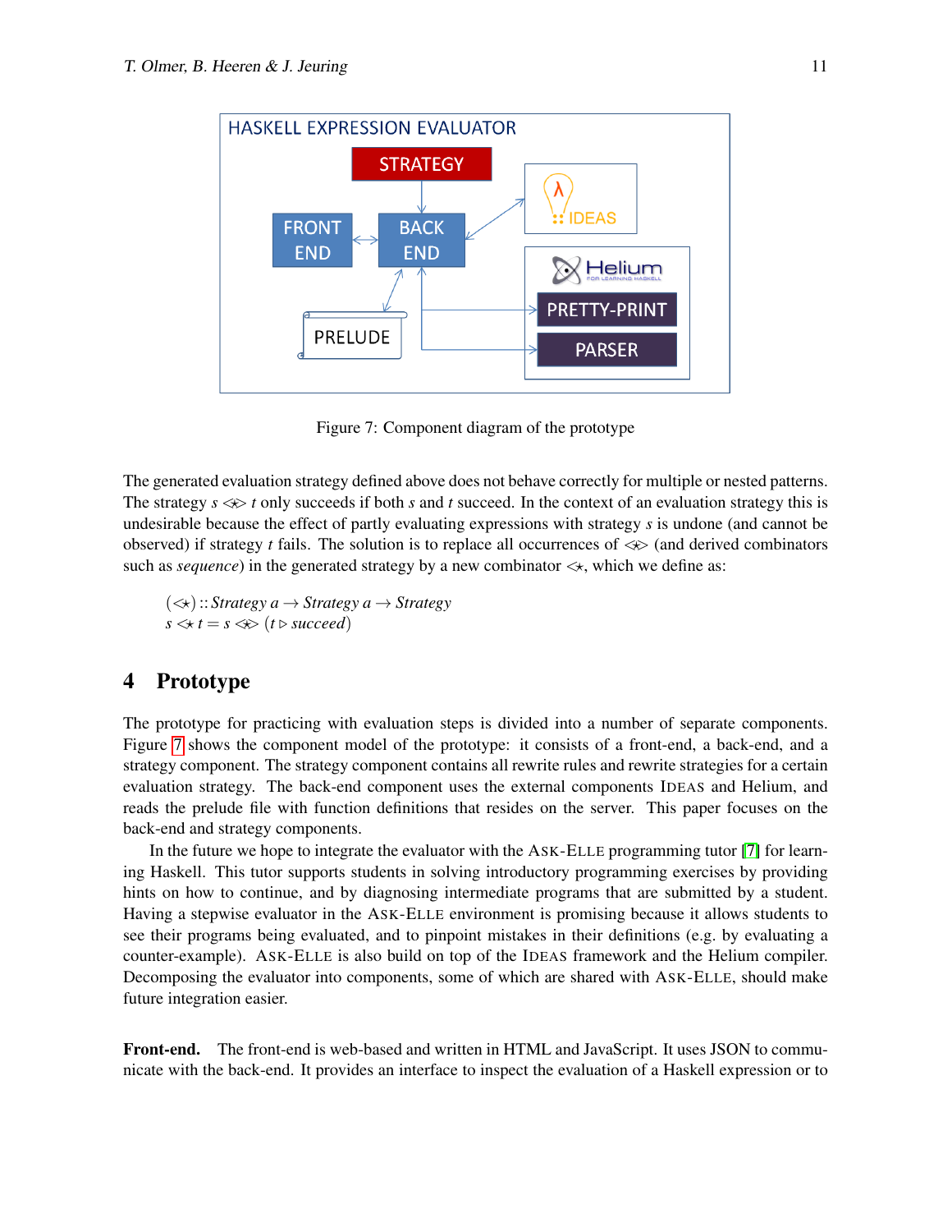HASKELL EXPRESSION EVALUATOR

STRATEGY

FRONT END

BACK END

IDEAS

Helium

PRETTY-PRINT

PARSER

PRELUDE

Figure 7: Component diagram of the prototype

The generated evaluation strategy defined above does not behave correctly for multiple or nested patterns. The strategy $s \mathbin{<\!\star\!>} t$ only succeeds if both $s$ and $t$ succeed. In the context of an evaluation strategy this is undesirable because the effect of partly evaluating expressions with strategy $s$ is undone (and cannot be observed) if strategy $t$ fails. The solution is to replace all occurrences of $<\!\star\!>$ (and derived combinators such as *sequence*) in the generated strategy by a new combinator $<\!\star$, which we define as:

$$(<\!\star) :: \mathit{Strategy}\ a \rightarrow \mathit{Strategy}\ a \rightarrow \mathit{Strategy}$$
$$s <\!\star\ t = s \mathbin{<\!\star\!>} (t \triangleright \mathit{succeed})$$

## 4 Prototype

The prototype for practicing with evaluation steps is divided into a number of separate components. Figure 7 shows the component model of the prototype: it consists of a front-end, a back-end, and a strategy component. The strategy component contains all rewrite rules and rewrite strategies for a certain evaluation strategy. The back-end component uses the external components IDEAS and Helium, and reads the prelude file with function definitions that resides on the server. This paper focuses on the back-end and strategy components.

In the future we hope to integrate the evaluator with the ASK-ELLE programming tutor [7] for learning Haskell. This tutor supports students in solving introductory programming exercises by providing hints on how to continue, and by diagnosing intermediate programs that are submitted by a student. Having a stepwise evaluator in the ASK-ELLE environment is promising because it allows students to see their programs being evaluated, and to pinpoint mistakes in their definitions (e.g. by evaluating a counter-example). ASK-ELLE is also build on top of the IDEAS framework and the Helium compiler. Decomposing the evaluator into components, some of which are shared with ASK-ELLE, should make future integration easier.

**Front-end.** The front-end is web-based and written in HTML and JavaScript. It uses JSON to communicate with the back-end. It provides an interface to inspect the evaluation of a Haskell expression or to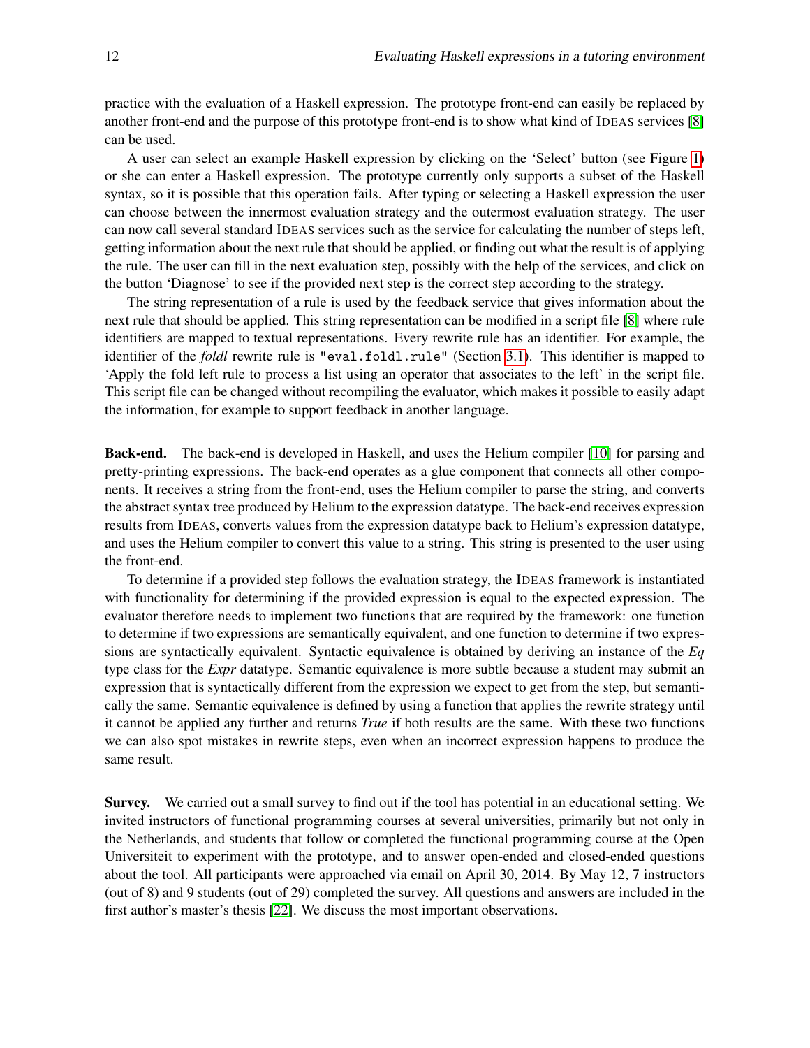practice with the evaluation of a Haskell expression. The prototype front-end can easily be replaced by another front-end and the purpose of this prototype front-end is to show what kind of IDEAS services [8] can be used.

A user can select an example Haskell expression by clicking on the 'Select' button (see Figure 1) or she can enter a Haskell expression. The prototype currently only supports a subset of the Haskell syntax, so it is possible that this operation fails. After typing or selecting a Haskell expression the user can choose between the innermost evaluation strategy and the outermost evaluation strategy. The user can now call several standard IDEAS services such as the service for calculating the number of steps left, getting information about the next rule that should be applied, or finding out what the result is of applying the rule. The user can fill in the next evaluation step, possibly with the help of the services, and click on the button 'Diagnose' to see if the provided next step is the correct step according to the strategy.

The string representation of a rule is used by the feedback service that gives information about the next rule that should be applied. This string representation can be modified in a script file [8] where rule identifiers are mapped to textual representations. Every rewrite rule has an identifier. For example, the identifier of the *foldl* rewrite rule is `"eval.foldl.rule"` (Section 3.1). This identifier is mapped to 'Apply the fold left rule to process a list using an operator that associates to the left' in the script file. This script file can be changed without recompiling the evaluator, which makes it possible to easily adapt the information, for example to support feedback in another language.

**Back-end.** The back-end is developed in Haskell, and uses the Helium compiler [10] for parsing and pretty-printing expressions. The back-end operates as a glue component that connects all other components. It receives a string from the front-end, uses the Helium compiler to parse the string, and converts the abstract syntax tree produced by Helium to the expression datatype. The back-end receives expression results from IDEAS, converts values from the expression datatype back to Helium's expression datatype, and uses the Helium compiler to convert this value to a string. This string is presented to the user using the front-end.

To determine if a provided step follows the evaluation strategy, the IDEAS framework is instantiated with functionality for determining if the provided expression is equal to the expected expression. The evaluator therefore needs to implement two functions that are required by the framework: one function to determine if two expressions are semantically equivalent, and one function to determine if two expressions are syntactically equivalent. Syntactic equivalence is obtained by deriving an instance of the *Eq* type class for the *Expr* datatype. Semantic equivalence is more subtle because a student may submit an expression that is syntactically different from the expression we expect to get from the step, but semantically the same. Semantic equivalence is defined by using a function that applies the rewrite strategy until it cannot be applied any further and returns *True* if both results are the same. With these two functions we can also spot mistakes in rewrite steps, even when an incorrect expression happens to produce the same result.

**Survey.** We carried out a small survey to find out if the tool has potential in an educational setting. We invited instructors of functional programming courses at several universities, primarily but not only in the Netherlands, and students that follow or completed the functional programming course at the Open Universiteit to experiment with the prototype, and to answer open-ended and closed-ended questions about the tool. All participants were approached via email on April 30, 2014. By May 12, 7 instructors (out of 8) and 9 students (out of 29) completed the survey. All questions and answers are included in the first author's master's thesis [22]. We discuss the most important observations.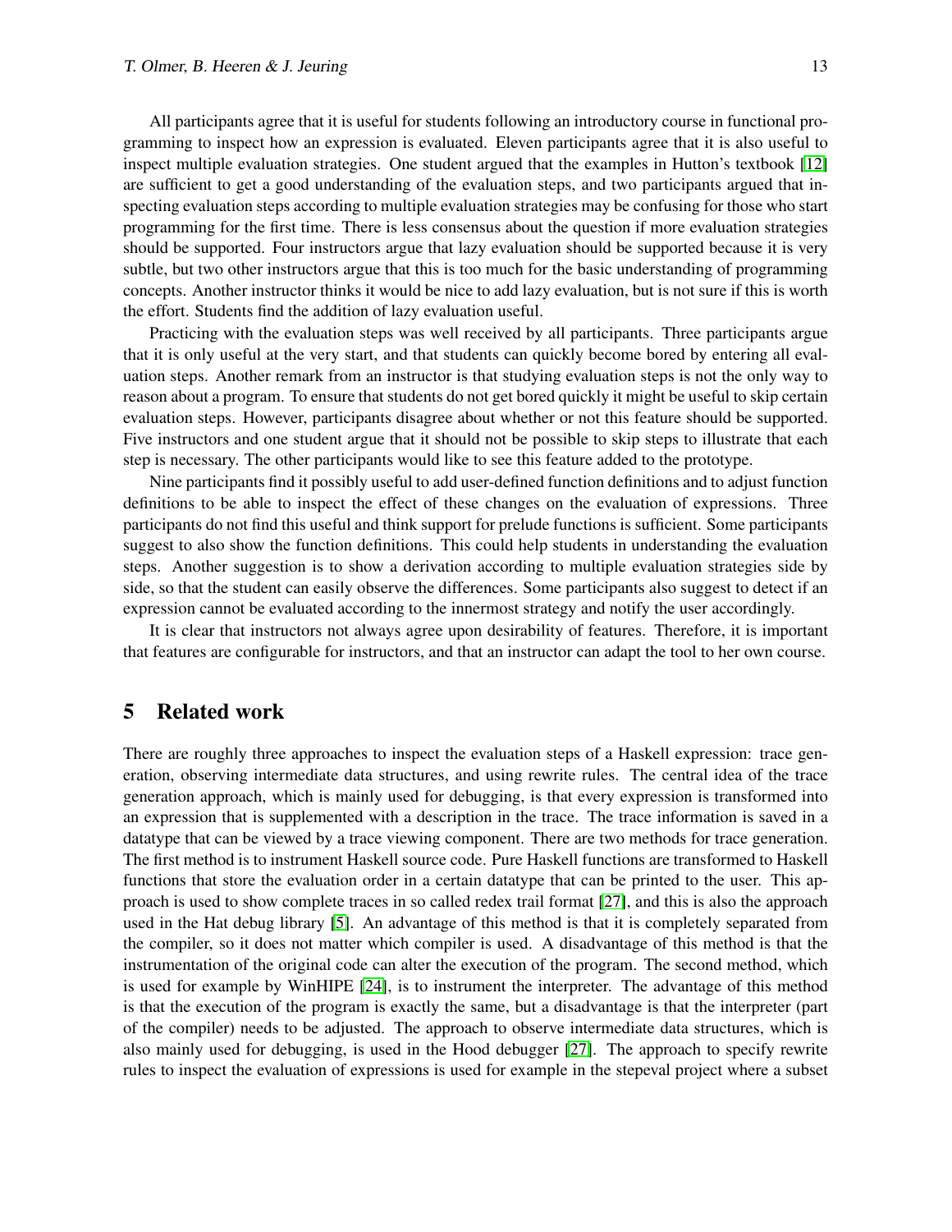All participants agree that it is useful for students following an introductory course in functional programming to inspect how an expression is evaluated. Eleven participants agree that it is also useful to inspect multiple evaluation strategies. One student argued that the examples in Hutton's textbook [12] are sufficient to get a good understanding of the evaluation steps, and two participants argued that inspecting evaluation steps according to multiple evaluation strategies may be confusing for those who start programming for the first time. There is less consensus about the question if more evaluation strategies should be supported. Four instructors argue that lazy evaluation should be supported because it is very subtle, but two other instructors argue that this is too much for the basic understanding of programming concepts. Another instructor thinks it would be nice to add lazy evaluation, but is not sure if this is worth the effort. Students find the addition of lazy evaluation useful.

Practicing with the evaluation steps was well received by all participants. Three participants argue that it is only useful at the very start, and that students can quickly become bored by entering all evaluation steps. Another remark from an instructor is that studying evaluation steps is not the only way to reason about a program. To ensure that students do not get bored quickly it might be useful to skip certain evaluation steps. However, participants disagree about whether or not this feature should be supported. Five instructors and one student argue that it should not be possible to skip steps to illustrate that each step is necessary. The other participants would like to see this feature added to the prototype.

Nine participants find it possibly useful to add user-defined function definitions and to adjust function definitions to be able to inspect the effect of these changes on the evaluation of expressions. Three participants do not find this useful and think support for prelude functions is sufficient. Some participants suggest to also show the function definitions. This could help students in understanding the evaluation steps. Another suggestion is to show a derivation according to multiple evaluation strategies side by side, so that the student can easily observe the differences. Some participants also suggest to detect if an expression cannot be evaluated according to the innermost strategy and notify the user accordingly.

It is clear that instructors not always agree upon desirability of features. Therefore, it is important that features are configurable for instructors, and that an instructor can adapt the tool to her own course.

## 5 Related work

There are roughly three approaches to inspect the evaluation steps of a Haskell expression: trace generation, observing intermediate data structures, and using rewrite rules. The central idea of the trace generation approach, which is mainly used for debugging, is that every expression is transformed into an expression that is supplemented with a description in the trace. The trace information is saved in a datatype that can be viewed by a trace viewing component. There are two methods for trace generation. The first method is to instrument Haskell source code. Pure Haskell functions are transformed to Haskell functions that store the evaluation order in a certain datatype that can be printed to the user. This approach is used to show complete traces in so called redex trail format [27], and this is also the approach used in the Hat debug library [5]. An advantage of this method is that it is completely separated from the compiler, so it does not matter which compiler is used. A disadvantage of this method is that the instrumentation of the original code can alter the execution of the program. The second method, which is used for example by WinHIPE [24], is to instrument the interpreter. The advantage of this method is that the execution of the program is exactly the same, but a disadvantage is that the interpreter (part of the compiler) needs to be adjusted. The approach to observe intermediate data structures, which is also mainly used for debugging, is used in the Hood debugger [27]. The approach to specify rewrite rules to inspect the evaluation of expressions is used for example in the stepeval project where a subset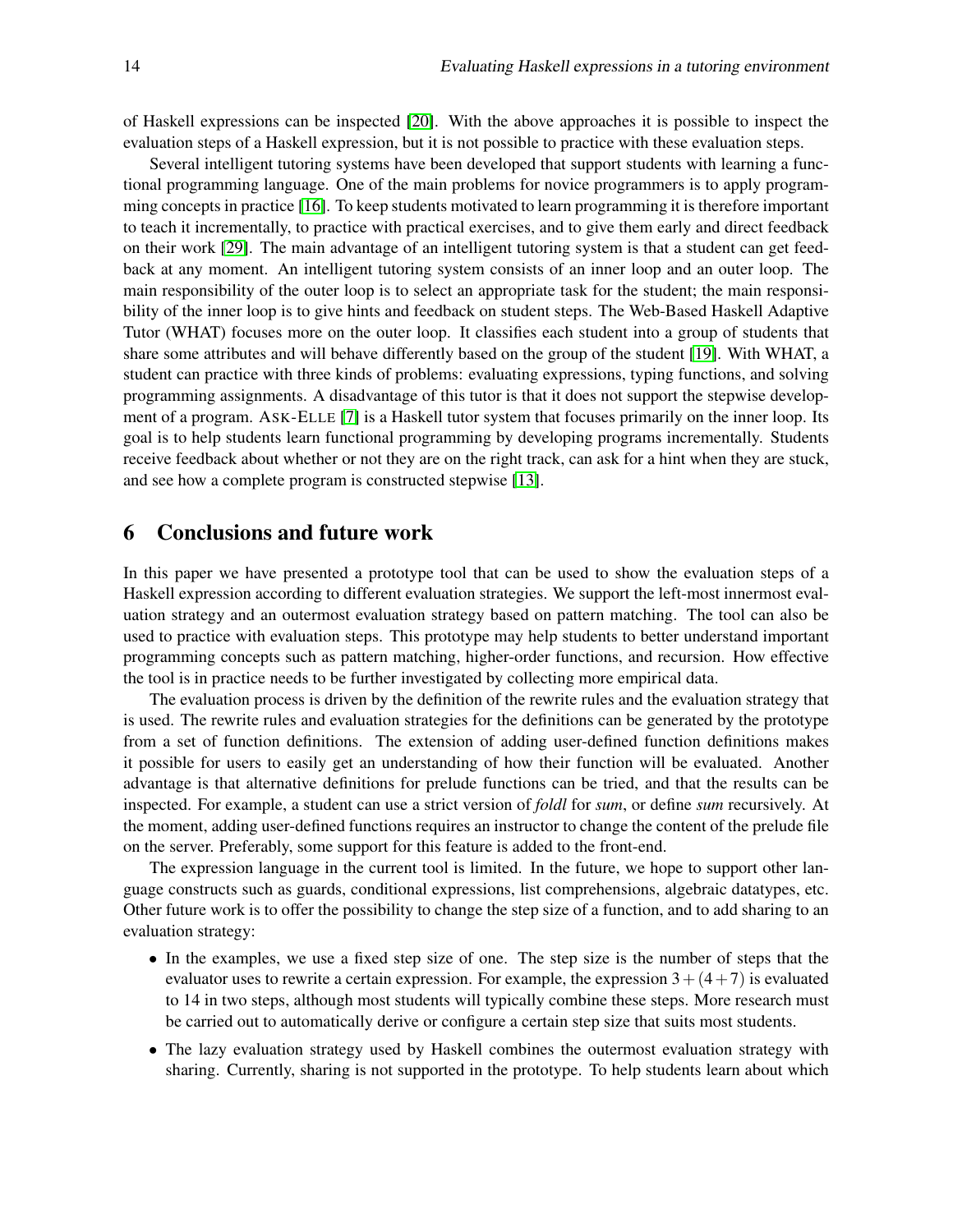of Haskell expressions can be inspected [20]. With the above approaches it is possible to inspect the evaluation steps of a Haskell expression, but it is not possible to practice with these evaluation steps.

Several intelligent tutoring systems have been developed that support students with learning a functional programming language. One of the main problems for novice programmers is to apply programming concepts in practice [16]. To keep students motivated to learn programming it is therefore important to teach it incrementally, to practice with practical exercises, and to give them early and direct feedback on their work [29]. The main advantage of an intelligent tutoring system is that a student can get feedback at any moment. An intelligent tutoring system consists of an inner loop and an outer loop. The main responsibility of the outer loop is to select an appropriate task for the student; the main responsibility of the inner loop is to give hints and feedback on student steps. The Web-Based Haskell Adaptive Tutor (WHAT) focuses more on the outer loop. It classifies each student into a group of students that share some attributes and will behave differently based on the group of the student [19]. With WHAT, a student can practice with three kinds of problems: evaluating expressions, typing functions, and solving programming assignments. A disadvantage of this tutor is that it does not support the stepwise development of a program. ASK-ELLE [7] is a Haskell tutor system that focuses primarily on the inner loop. Its goal is to help students learn functional programming by developing programs incrementally. Students receive feedback about whether or not they are on the right track, can ask for a hint when they are stuck, and see how a complete program is constructed stepwise [13].

## 6 Conclusions and future work

In this paper we have presented a prototype tool that can be used to show the evaluation steps of a Haskell expression according to different evaluation strategies. We support the left-most innermost evaluation strategy and an outermost evaluation strategy based on pattern matching. The tool can also be used to practice with evaluation steps. This prototype may help students to better understand important programming concepts such as pattern matching, higher-order functions, and recursion. How effective the tool is in practice needs to be further investigated by collecting more empirical data.

The evaluation process is driven by the definition of the rewrite rules and the evaluation strategy that is used. The rewrite rules and evaluation strategies for the definitions can be generated by the prototype from a set of function definitions. The extension of adding user-defined function definitions makes it possible for users to easily get an understanding of how their function will be evaluated. Another advantage is that alternative definitions for prelude functions can be tried, and that the results can be inspected. For example, a student can use a strict version of *foldl* for *sum*, or define *sum* recursively. At the moment, adding user-defined functions requires an instructor to change the content of the prelude file on the server. Preferably, some support for this feature is added to the front-end.

The expression language in the current tool is limited. In the future, we hope to support other language constructs such as guards, conditional expressions, list comprehensions, algebraic datatypes, etc. Other future work is to offer the possibility to change the step size of a function, and to add sharing to an evaluation strategy:

- In the examples, we use a fixed step size of one. The step size is the number of steps that the evaluator uses to rewrite a certain expression. For example, the expression $3+(4+7)$ is evaluated to 14 in two steps, although most students will typically combine these steps. More research must be carried out to automatically derive or configure a certain step size that suits most students.
- The lazy evaluation strategy used by Haskell combines the outermost evaluation strategy with sharing. Currently, sharing is not supported in the prototype. To help students learn about which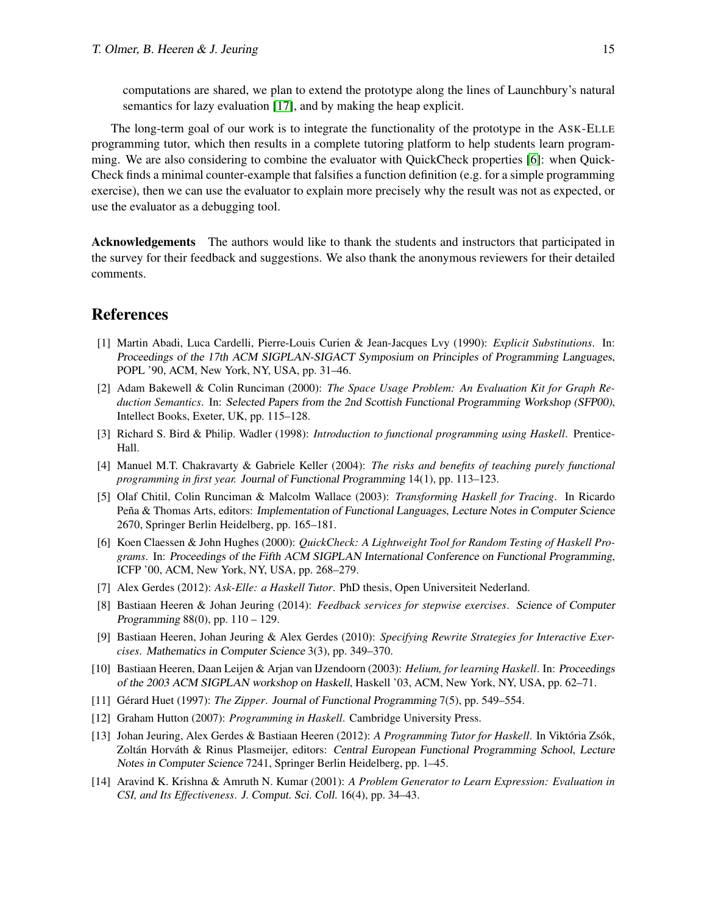computations are shared, we plan to extend the prototype along the lines of Launchbury's natural semantics for lazy evaluation [17], and by making the heap explicit.

The long-term goal of our work is to integrate the functionality of the prototype in the ASK-ELLE programming tutor, which then results in a complete tutoring platform to help students learn programming. We are also considering to combine the evaluator with QuickCheck properties [6]: when QuickCheck finds a minimal counter-example that falsifies a function definition (e.g. for a simple programming exercise), then we can use the evaluator to explain more precisely why the result was not as expected, or use the evaluator as a debugging tool.

**Acknowledgements** The authors would like to thank the students and instructors that participated in the survey for their feedback and suggestions. We also thank the anonymous reviewers for their detailed comments.

## References

[1] Martin Abadi, Luca Cardelli, Pierre-Louis Curien & Jean-Jacques Lvy (1990): *Explicit Substitutions*. In: Proceedings of the 17th ACM SIGPLAN-SIGACT Symposium on Principles of Programming Languages, POPL '90, ACM, New York, NY, USA, pp. 31–46.

[2] Adam Bakewell & Colin Runciman (2000): *The Space Usage Problem: An Evaluation Kit for Graph Reduction Semantics*. In: Selected Papers from the 2nd Scottish Functional Programming Workshop (SFP00), Intellect Books, Exeter, UK, pp. 115–128.

[3] Richard S. Bird & Philip. Wadler (1998): *Introduction to functional programming using Haskell*. Prentice-Hall.

[4] Manuel M.T. Chakravarty & Gabriele Keller (2004): *The risks and benefits of teaching purely functional programming in first year.* Journal of Functional Programming 14(1), pp. 113–123.

[5] Olaf Chitil, Colin Runciman & Malcolm Wallace (2003): *Transforming Haskell for Tracing*. In Ricardo Peña & Thomas Arts, editors: Implementation of Functional Languages, Lecture Notes in Computer Science 2670, Springer Berlin Heidelberg, pp. 165–181.

[6] Koen Claessen & John Hughes (2000): *QuickCheck: A Lightweight Tool for Random Testing of Haskell Programs*. In: Proceedings of the Fifth ACM SIGPLAN International Conference on Functional Programming, ICFP '00, ACM, New York, NY, USA, pp. 268–279.

[7] Alex Gerdes (2012): *Ask-Elle: a Haskell Tutor*. PhD thesis, Open Universiteit Nederland.

[8] Bastiaan Heeren & Johan Jeuring (2014): *Feedback services for stepwise exercises*. Science of Computer Programming 88(0), pp. 110 – 129.

[9] Bastiaan Heeren, Johan Jeuring & Alex Gerdes (2010): *Specifying Rewrite Strategies for Interactive Exercises*. Mathematics in Computer Science 3(3), pp. 349–370.

[10] Bastiaan Heeren, Daan Leijen & Arjan van IJzendoorn (2003): *Helium, for learning Haskell*. In: Proceedings of the 2003 ACM SIGPLAN workshop on Haskell, Haskell '03, ACM, New York, NY, USA, pp. 62–71.

[11] Gérard Huet (1997): *The Zipper*. Journal of Functional Programming 7(5), pp. 549–554.

[12] Graham Hutton (2007): *Programming in Haskell*. Cambridge University Press.

[13] Johan Jeuring, Alex Gerdes & Bastiaan Heeren (2012): *A Programming Tutor for Haskell*. In Viktória Zsók, Zoltán Horváth & Rinus Plasmeijer, editors: Central European Functional Programming School, Lecture Notes in Computer Science 7241, Springer Berlin Heidelberg, pp. 1–45.

[14] Aravind K. Krishna & Amruth N. Kumar (2001): *A Problem Generator to Learn Expression: Evaluation in CSI, and Its Effectiveness*. J. Comput. Sci. Coll. 16(4), pp. 34–43.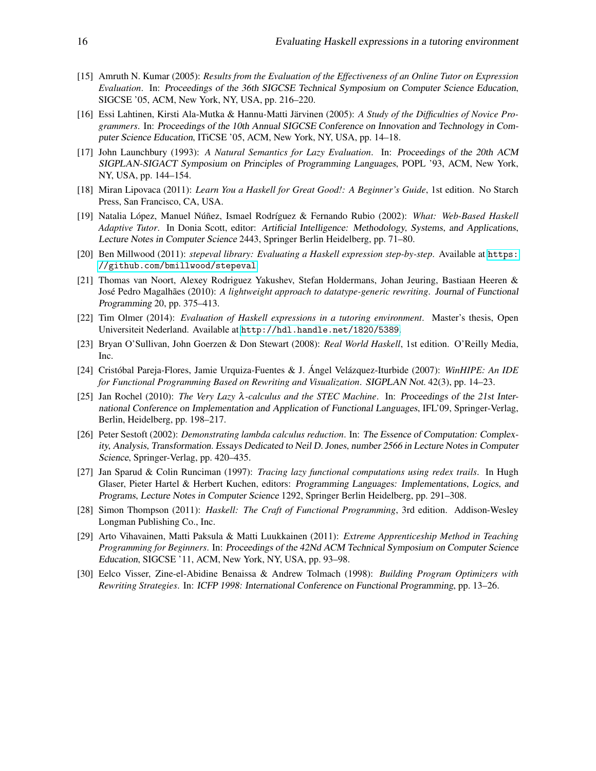[15] Amruth N. Kumar (2005): *Results from the Evaluation of the Effectiveness of an Online Tutor on Expression Evaluation*. In: Proceedings of the 36th SIGCSE Technical Symposium on Computer Science Education, SIGCSE '05, ACM, New York, NY, USA, pp. 216–220.

[16] Essi Lahtinen, Kirsti Ala-Mutka & Hannu-Matti Järvinen (2005): *A Study of the Difficulties of Novice Programmers*. In: Proceedings of the 10th Annual SIGCSE Conference on Innovation and Technology in Computer Science Education, ITiCSE '05, ACM, New York, NY, USA, pp. 14–18.

[17] John Launchbury (1993): *A Natural Semantics for Lazy Evaluation*. In: Proceedings of the 20th ACM SIGPLAN-SIGACT Symposium on Principles of Programming Languages, POPL '93, ACM, New York, NY, USA, pp. 144–154.

[18] Miran Lipovaca (2011): *Learn You a Haskell for Great Good!: A Beginner's Guide*, 1st edition. No Starch Press, San Francisco, CA, USA.

[19] Natalia López, Manuel Núñez, Ismael Rodríguez & Fernando Rubio (2002): *What: Web-Based Haskell Adaptive Tutor*. In Donia Scott, editor: Artificial Intelligence: Methodology, Systems, and Applications, Lecture Notes in Computer Science 2443, Springer Berlin Heidelberg, pp. 71–80.

[20] Ben Millwood (2011): *stepeval library: Evaluating a Haskell expression step-by-step*. Available at `https://github.com/bmillwood/stepeval`.

[21] Thomas van Noort, Alexey Rodriguez Yakushev, Stefan Holdermans, Johan Jeuring, Bastiaan Heeren & José Pedro Magalhães (2010): *A lightweight approach to datatype-generic rewriting*. Journal of Functional Programming 20, pp. 375–413.

[22] Tim Olmer (2014): *Evaluation of Haskell expressions in a tutoring environment*. Master's thesis, Open Universiteit Nederland. Available at `http://hdl.handle.net/1820/5389`.

[23] Bryan O'Sullivan, John Goerzen & Don Stewart (2008): *Real World Haskell*, 1st edition. O'Reilly Media, Inc.

[24] Cristóbal Pareja-Flores, Jamie Urquiza-Fuentes & J. Ángel Velázquez-Iturbide (2007): *WinHIPE: An IDE for Functional Programming Based on Rewriting and Visualization*. SIGPLAN Not. 42(3), pp. 14–23.

[25] Jan Rochel (2010): *The Very Lazy λ-calculus and the STEC Machine*. In: Proceedings of the 21st International Conference on Implementation and Application of Functional Languages, IFL'09, Springer-Verlag, Berlin, Heidelberg, pp. 198–217.

[26] Peter Sestoft (2002): *Demonstrating lambda calculus reduction*. In: The Essence of Computation: Complexity, Analysis, Transformation. Essays Dedicated to Neil D. Jones, number 2566 in Lecture Notes in Computer Science, Springer-Verlag, pp. 420–435.

[27] Jan Sparud & Colin Runciman (1997): *Tracing lazy functional computations using redex trails*. In Hugh Glaser, Pieter Hartel & Herbert Kuchen, editors: Programming Languages: Implementations, Logics, and Programs, Lecture Notes in Computer Science 1292, Springer Berlin Heidelberg, pp. 291–308.

[28] Simon Thompson (2011): *Haskell: The Craft of Functional Programming*, 3rd edition. Addison-Wesley Longman Publishing Co., Inc.

[29] Arto Vihavainen, Matti Paksula & Matti Luukkainen (2011): *Extreme Apprenticeship Method in Teaching Programming for Beginners*. In: Proceedings of the 42Nd ACM Technical Symposium on Computer Science Education, SIGCSE '11, ACM, New York, NY, USA, pp. 93–98.

[30] Eelco Visser, Zine-el-Abidine Benaissa & Andrew Tolmach (1998): *Building Program Optimizers with Rewriting Strategies*. In: ICFP 1998: International Conference on Functional Programming, pp. 13–26.